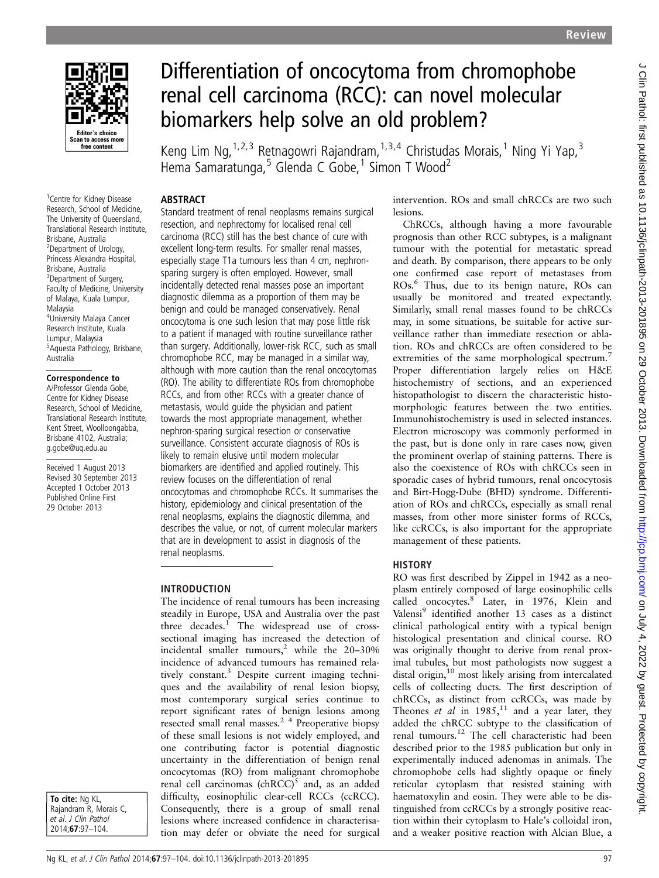# Differentiation of oncocytoma from chromophobe renal cell carcinoma (RCC): can novel molecular biomarkers help solve an old problem?

Keng Lim Ng,[1,2,3] Retnagowri Rajandram,[1,3,4] Christudas Morais,[1] Ning Yi Yap,[3] Hema Samaratunga,[5] Glenda C Gobe,[1] Simon T Wood[2]

[1]Centre for Kidney Disease Research, School of Medicine, The University of Queensland, Translational Research Institute, Brisbane, Australia
[2]Department of Urology, Princess Alexandra Hospital, Brisbane, Australia
[3]Department of Surgery, Faculty of Medicine, University of Malaya, Kuala Lumpur, Malaysia
[4]University Malaya Cancer Research Institute, Kuala Lumpur, Malaysia
[5]Aquesta Pathology, Brisbane, Australia

**Correspondence to**
A/Professor Glenda Gobe, Centre for Kidney Disease Research, School of Medicine, Translational Research Institute, Kent Street, Woolloongabba, Brisbane 4102, Australia; g.gobe@uq.edu.au

Received 1 August 2013
Revised 30 September 2013
Accepted 1 October 2013
Published Online First 29 October 2013

**To cite:** Ng KL, Rajandram R, Morais C, *et al*. *J Clin Pathol* 2014;**67**:97–104.

## ABSTRACT

Standard treatment of renal neoplasms remains surgical resection, and nephrectomy for localised renal cell carcinoma (RCC) still has the best chance of cure with excellent long-term results. For smaller renal masses, especially stage T1a tumours less than 4 cm, nephron-sparing surgery is often employed. However, small incidentally detected renal masses pose an important diagnostic dilemma as a proportion of them may be benign and could be managed conservatively. Renal oncocytoma is one such lesion that may pose little risk to a patient if managed with routine surveillance rather than surgery. Additionally, lower-risk RCC, such as small chromophobe RCC, may be managed in a similar way, although with more caution than the renal oncocytomas (RO). The ability to differentiate ROs from chromophobe RCCs, and from other RCCs with a greater chance of metastasis, would guide the physician and patient towards the most appropriate management, whether nephron-sparing surgical resection or conservative surveillance. Consistent accurate diagnosis of ROs is likely to remain elusive until modern molecular biomarkers are identified and applied routinely. This review focuses on the differentiation of renal oncocytomas and chromophobe RCCs. It summarises the history, epidemiology and clinical presentation of the renal neoplasms, explains the diagnostic dilemma, and describes the value, or not, of current molecular markers that are in development to assist in diagnosis of the renal neoplasms.

## INTRODUCTION

The incidence of renal tumours has been increasing steadily in Europe, USA and Australia over the past three decades.[1] The widespread use of cross-sectional imaging has increased the detection of incidental smaller tumours,[2] while the 20–30% incidence of advanced tumours has remained relatively constant.[3] Despite current imaging techniques and the availability of renal lesion biopsy, most contemporary surgical series continue to report significant rates of benign lesions among resected small renal masses.[2 4] Preoperative biopsy of these small lesions is not widely employed, and one contributing factor is potential diagnostic uncertainty in the differentiation of benign renal oncocytomas (RO) from malignant chromophobe renal cell carcinomas (chRCC)[5] and, as an added difficulty, eosinophilic clear-cell RCCs (ccRCC). Consequently, there is a group of small renal lesions where increased confidence in characterisation may defer or obviate the need for surgical intervention. ROs and small chRCCs are two such lesions.

ChRCCs, although having a more favourable prognosis than other RCC subtypes, is a malignant tumour with the potential for metastatic spread and death. By comparison, there appears to be only one confirmed case report of metastases from ROs.[6] Thus, due to its benign nature, ROs can usually be monitored and treated expectantly. Similarly, small renal masses found to be chRCCs may, in some situations, be suitable for active surveillance rather than immediate resection or ablation. ROs and chRCCs are often considered to be extremities of the same morphological spectrum.[7] Proper differentiation largely relies on H&E histochemistry of sections, and an experienced histopathologist to discern the characteristic histomorphologic features between the two entities. Immunohistochemistry is used in selected instances. Electron microscopy was commonly performed in the past, but is done only in rare cases now, given the prominent overlap of staining patterns. There is also the coexistence of ROs with chRCCs seen in sporadic cases of hybrid tumours, renal oncocytosis and Birt-Hogg-Dube (BHD) syndrome. Differentiation of ROs and chRCCs, especially as small renal masses, from other more sinister forms of RCCs, like ccRCCs, is also important for the appropriate management of these patients.

## HISTORY

RO was first described by Zippel in 1942 as a neoplasm entirely composed of large eosinophilic cells called oncocytes.[8] Later, in 1976, Klein and Valensi[9] identified another 13 cases as a distinct clinical pathological entity with a typical benign histological presentation and clinical course. RO was originally thought to derive from renal proximal tubules, but most pathologists now suggest a distal origin,[10] most likely arising from intercalated cells of collecting ducts. The first description of chRCCs, as distinct from ccRCCs, was made by Thoenes *et al* in 1985,[11] and a year later, they added the chRCC subtype to the classification of renal tumours.[12] The cell characteristic had been described prior to the 1985 publication but only in experimentally induced adenomas in animals. The chromophobe cells had slightly opaque or finely reticular cytoplasm that resisted staining with haematoxylin and eosin. They were able to be distinguished from ccRCCs by a strongly positive reaction within their cytoplasm to Hale's colloidal iron, and a weaker positive reaction with Alcian Blue, a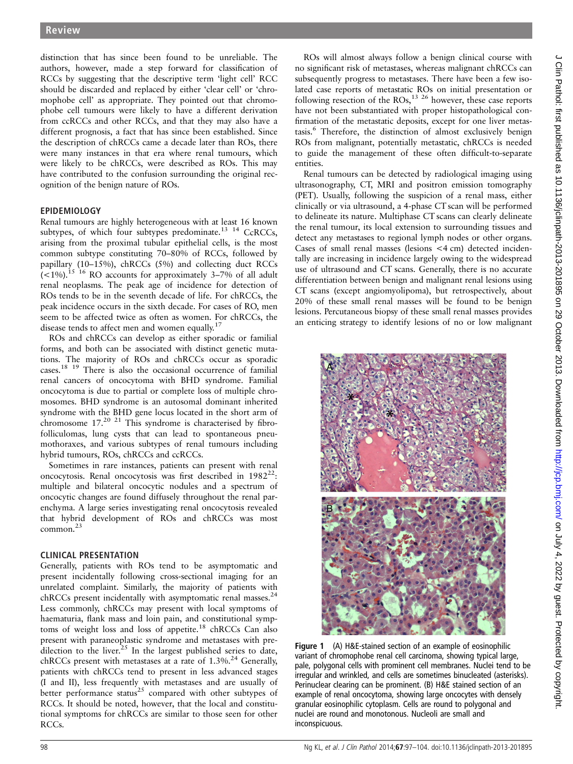distinction that has since been found to be unreliable. The authors, however, made a step forward for classification of RCCs by suggesting that the descriptive term 'light cell' RCC should be discarded and replaced by either 'clear cell' or 'chromophobe cell' as appropriate. They pointed out that chromophobe cell tumours were likely to have a different derivation from ccRCCs and other RCCs, and that they may also have a different prognosis, a fact that has since been established. Since the description of chRCCs came a decade later than ROs, there were many instances in that era where renal tumours, which were likely to be chRCCs, were described as ROs. This may have contributed to the confusion surrounding the original recognition of the benign nature of ROs.

## EPIDEMIOLOGY

Renal tumours are highly heterogeneous with at least 16 known subtypes, of which four subtypes predominate.[13 14] CcRCCs, arising from the proximal tubular epithelial cells, is the most common subtype constituting 70–80% of RCCs, followed by papillary (10–15%), chRCCs (5%) and collecting duct RCCs (<1%).[15 16] RO accounts for approximately 3–7% of all adult renal neoplasms. The peak age of incidence for detection of ROs tends to be in the seventh decade of life. For chRCCs, the peak incidence occurs in the sixth decade. For cases of RO, men seem to be affected twice as often as women. For chRCCs, the disease tends to affect men and women equally.[17]

ROs and chRCCs can develop as either sporadic or familial forms, and both can be associated with distinct genetic mutations. The majority of ROs and chRCCs occur as sporadic cases.[18 19] There is also the occasional occurrence of familial renal cancers of oncocytoma with BHD syndrome. Familial oncocytoma is due to partial or complete loss of multiple chromosomes. BHD syndrome is an autosomal dominant inherited syndrome with the BHD gene locus located in the short arm of chromosome 17.[20 21] This syndrome is characterised by fibrofolliculomas, lung cysts that can lead to spontaneous pneumothoraxes, and various subtypes of renal tumours including hybrid tumours, ROs, chRCCs and ccRCCs.

Sometimes in rare instances, patients can present with renal oncocytosis. Renal oncocytosis was first described in 1982[22]: multiple and bilateral oncocytic nodules and a spectrum of oncocytic changes are found diffusely throughout the renal parenchyma. A large series investigating renal oncocytosis revealed that hybrid development of ROs and chRCCs was most common.[23]

## CLINICAL PRESENTATION

Generally, patients with ROs tend to be asymptomatic and present incidentally following cross-sectional imaging for an unrelated complaint. Similarly, the majority of patients with chRCCs present incidentally with asymptomatic renal masses.[24] Less commonly, chRCCs may present with local symptoms of haematuria, flank mass and loin pain, and constitutional symptoms of weight loss and loss of appetite.[18] chRCCs Can also present with paraneoplastic syndrome and metastases with predilection to the liver.[25] In the largest published series to date, chRCCs present with metastases at a rate of 1.3%.[24] Generally, patients with chRCCs tend to present in less advanced stages (I and II), less frequently with metastases and are usually of better performance status[25] compared with other subtypes of RCCs. It should be noted, however, that the local and constitutional symptoms for chRCCs are similar to those seen for other RCCs.

ROs will almost always follow a benign clinical course with no significant risk of metastases, whereas malignant chRCCs can subsequently progress to metastases. There have been a few isolated case reports of metastatic ROs on initial presentation or following resection of the ROs,[13 26] however, these case reports have not been substantiated with proper histopathological confirmation of the metastatic deposits, except for one liver metastasis.[6] Therefore, the distinction of almost exclusively benign ROs from malignant, potentially metastatic, chRCCs is needed to guide the management of these often difficult-to-separate entities.

Renal tumours can be detected by radiological imaging using ultrasonography, CT, MRI and positron emission tomography (PET). Usually, following the suspicion of a renal mass, either clinically or via ultrasound, a 4-phase CT scan will be performed to delineate its nature. Multiphase CT scans can clearly delineate the renal tumour, its local extension to surrounding tissues and detect any metastases to regional lymph nodes or other organs. Cases of small renal masses (lesions <4 cm) detected incidentally are increasing in incidence largely owing to the widespread use of ultrasound and CT scans. Generally, there is no accurate differentiation between benign and malignant renal lesions using CT scans (except angiomyolipoma), but retrospectively, about 20% of these small renal masses will be found to be benign lesions. Percutaneous biopsy of these small renal masses provides an enticing strategy to identify lesions of no or low malignant

**Figure 1** (A) H&E-stained section of an example of eosinophilic variant of chromophobe renal cell carcinoma, showing typical large, pale, polygonal cells with prominent cell membranes. Nuclei tend to be irregular and wrinkled, and cells are sometimes binucleated (asterisks). Perinuclear clearing can be prominent. (B) H&E stained section of an example of renal oncocytoma, showing large oncocytes with densely granular eosinophilic cytoplasm. Cells are round to polygonal and nuclei are round and monotonous. Nucleoli are small and inconspicuous.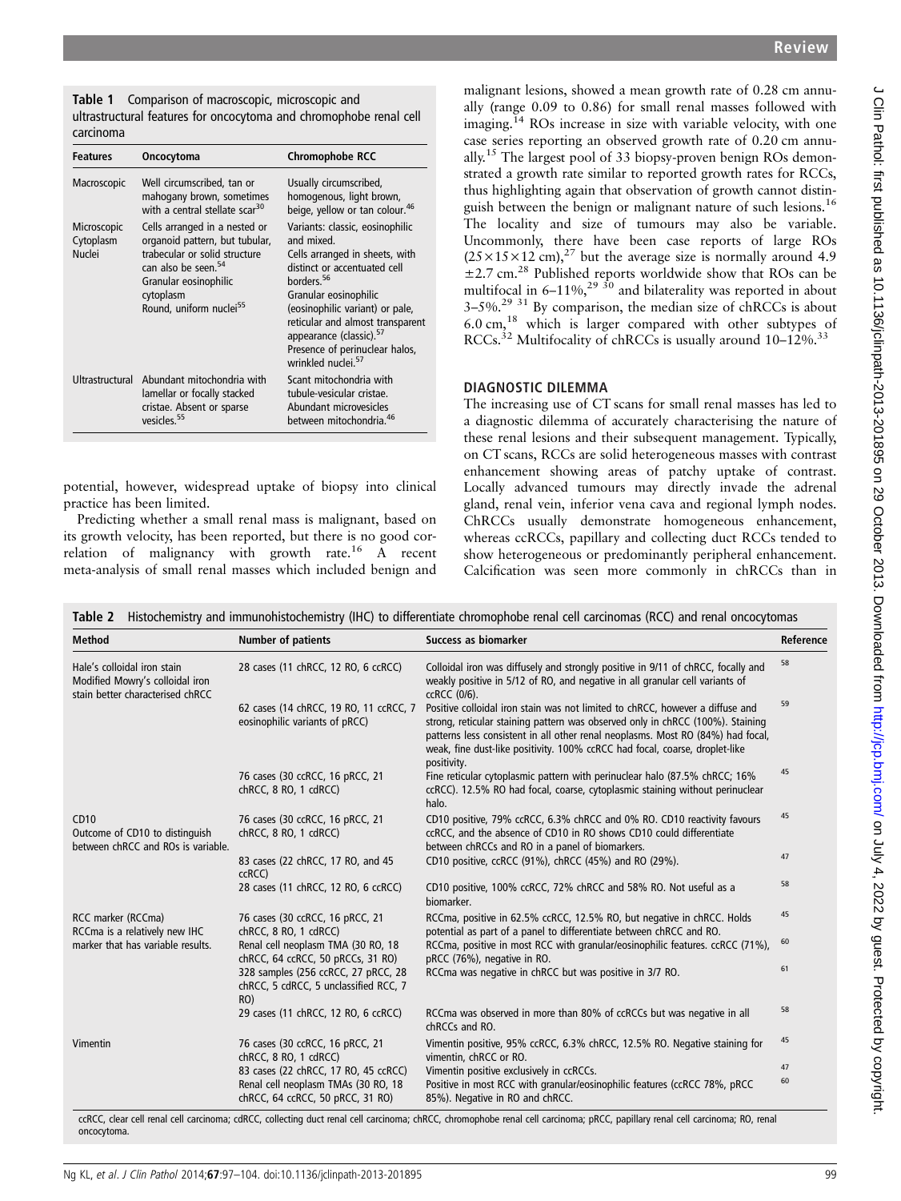**Table 1** Comparison of macroscopic, microscopic and ultrastructural features for oncocytoma and chromophobe renal cell carcinoma

| Features | Oncocytoma | Chromophobe RCC |
|---|---|---|
| Macroscopic | Well circumscribed, tan or mahogany brown, sometimes with a central stellate scar[30] | Usually circumscribed, homogenous, light brown, beige, yellow or tan colour.[46] |
| Microscopic Cytoplasm Nuclei | Cells arranged in a nested or organoid pattern, but tubular, trabecular or solid structure can also be seen.[54] Granular eosinophilic cytoplasm Round, uniform nuclei[55] | Variants: classic, eosinophilic and mixed. Cells arranged in sheets, with distinct or accentuated cell borders.[56] Granular eosinophilic (eosinophilic variant) or pale, reticular and almost transparent appearance (classic).[57] Presence of perinuclear halos, wrinkled nuclei.[57] |
| Ultrastructural | Abundant mitochondria with lamellar or focally stacked cristae. Absent or sparse vesicles.[55] | Scant mitochondria with tubule-vesicular cristae. Abundant microvesicles between mitochondria.[46] |

potential, however, widespread uptake of biopsy into clinical practice has been limited.

Predicting whether a small renal mass is malignant, based on its growth velocity, has been reported, but there is no good correlation of malignancy with growth rate.[16] A recent meta-analysis of small renal masses which included benign and malignant lesions, showed a mean growth rate of 0.28 cm annually (range 0.09 to 0.86) for small renal masses followed with imaging.[14] ROs increase in size with variable velocity, with one case series reporting an observed growth rate of 0.20 cm annually.[15] The largest pool of 33 biopsy-proven benign ROs demonstrated a growth rate similar to reported growth rates for RCCs, thus highlighting again that observation of growth cannot distinguish between the benign or malignant nature of such lesions.[16] The locality and size of tumours may also be variable. Uncommonly, there have been case reports of large ROs (25×15×12 cm),[27] but the average size is normally around 4.9 ±2.7 cm.[28] Published reports worldwide show that ROs can be multifocal in 6–11%,[29 30] and bilaterality was reported in about 3–5%.[29 31] By comparison, the median size of chRCCs is about 6.0 cm,[18] which is larger compared with other subtypes of RCCs.[32] Multifocality of chRCCs is usually around 10–12%.[33]

## DIAGNOSTIC DILEMMA

The increasing use of CT scans for small renal masses has led to a diagnostic dilemma of accurately characterising the nature of these renal lesions and their subsequent management. Typically, on CT scans, RCCs are solid heterogeneous masses with contrast enhancement showing areas of patchy uptake of contrast. Locally advanced tumours may directly invade the adrenal gland, renal vein, inferior vena cava and regional lymph nodes. ChRCCs usually demonstrate homogeneous enhancement, whereas ccRCCs, papillary and collecting duct RCCs tended to show heterogeneous or predominantly peripheral enhancement. Calcification was seen more commonly in chRCCs than in

**Table 2** Histochemistry and immunohistochemistry (IHC) to differentiate chromophobe renal cell carcinomas (RCC) and renal oncocytomas

| Method | Number of patients | Success as biomarker | Reference |
|---|---|---|---|
| Hale's colloidal iron stain Modified Mowry's colloidal iron stain better characterised chRCC | 28 cases (11 chRCC, 12 RO, 6 ccRCC) | Colloidal iron was diffusely and strongly positive in 9/11 of chRCC, focally and weakly positive in 5/12 of RO, and negative in all granular cell variants of ccRCC (0/6). | 58 |
| | 62 cases (14 chRCC, 19 RO, 11 ccRCC, 7 eosinophilic variants of pRCC) | Positive colloidal iron stain was not limited to chRCC, however a diffuse and strong, reticular staining pattern was observed only in chRCC (100%). Staining patterns less consistent in all other renal neoplasms. Most RO (84%) had focal, weak, fine dust-like positivity. 100% ccRCC had focal, coarse, droplet-like positivity. | 59 |
| | 76 cases (30 ccRCC, 16 pRCC, 21 chRCC, 8 RO, 1 cdRCC) | Fine reticular cytoplasmic pattern with perinuclear halo (87.5% chRCC; 16% ccRCC). 12.5% RO had focal, coarse, cytoplasmic staining without perinuclear halo. | 45 |
| CD10 Outcome of CD10 to distinguish between chRCC and ROs is variable. | 76 cases (30 ccRCC, 16 pRCC, 21 chRCC, 8 RO, 1 cdRCC) | CD10 positive, 79% ccRCC, 6.3% chRCC and 0% RO. CD10 reactivity favours ccRCC, and the absence of CD10 in RO shows CD10 could differentiate between chRCCs and RO in a panel of biomarkers. | 45 |
| | 83 cases (22 chRCC, 17 RO, and 45 ccRCC) | CD10 positive, ccRCC (91%), chRCC (45%) and RO (29%). | 47 |
| | 28 cases (11 chRCC, 12 RO, 6 ccRCC) | CD10 positive, 100% ccRCC, 72% chRCC and 58% RO. Not useful as a biomarker. | 58 |
| RCC marker (RCCma) RCCma is a relatively new IHC marker that has variable results. | 76 cases (30 ccRCC, 16 pRCC, 21 chRCC, 8 RO, 1 cdRCC) | RCCma, positive in 62.5% ccRCC, 12.5% RO, but negative in chRCC. Holds potential as part of a panel to differentiate between chRCC and RO. | 45 |
| | Renal cell neoplasm TMA (30 RO, 18 chRCC, 64 ccRCC, 50 pRCCs, 31 RO) | RCCma, positive in most RCC with granular/eosinophilic features. ccRCC (71%), pRCC (76%), negative in RO. | 60 |
| | 328 samples (256 ccRCC, 27 pRCC, 28 chRCC, 5 cdRCC, 5 unclassified RCC, 7 RO) | RCCma was negative in chRCC but was positive in 3/7 RO. | 61 |
| | 29 cases (11 chRCC, 12 RO, 6 ccRCC) | RCCma was observed in more than 80% of ccRCCs but was negative in all chRCCs and RO. | 58 |
| Vimentin | 76 cases (30 ccRCC, 16 pRCC, 21 chRCC, 8 RO, 1 cdRCC) | Vimentin positive, 95% ccRCC, 6.3% chRCC, 12.5% RO. Negative staining for vimentin, chRCC or RO. | 45 |
| | 83 cases (22 chRCC, 17 RO, 45 ccRCC) | Vimentin positive exclusively in ccRCCs. | 47 |
| | Renal cell neoplasm TMAs (30 RO, 18 chRCC, 64 ccRCC, 50 pRCC, 31 RO) | Positive in most RCC with granular/eosinophilic features (ccRCC 78%, pRCC 85%). Negative in RO and chRCC. | 60 |

ccRCC, clear cell renal cell carcinoma; cdRCC, collecting duct renal cell carcinoma; chRCC, chromophobe renal cell carcinoma; pRCC, papillary renal cell carcinoma; RO, renal oncocytoma.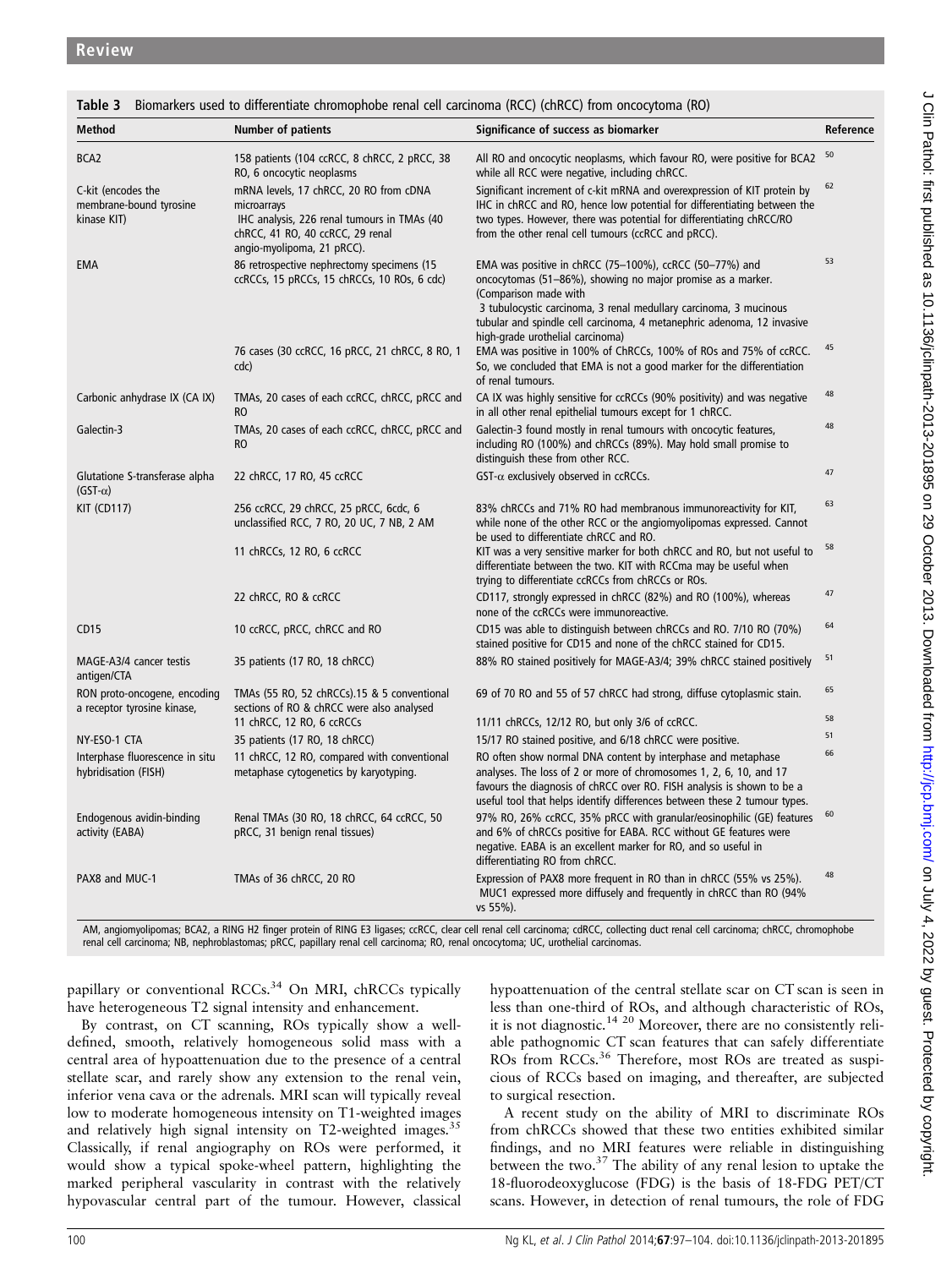**Table 3** Biomarkers used to differentiate chromophobe renal cell carcinoma (RCC) (chRCC) from oncocytoma (RO)

| Method | Number of patients | Significance of success as biomarker | Reference |
|---|---|---|---|
| BCA2 | 158 patients (104 ccRCC, 8 chRCC, 2 pRCC, 38 RO, 6 oncocytic neoplasms | All RO and oncocytic neoplasms, which favour RO, were positive for BCA2 while all RCC were negative, including chRCC. | 50 |
| C-kit (encodes the membrane-bound tyrosine kinase KIT) | mRNA levels, 17 chRCC, 20 RO from cDNA microarrays IHC analysis, 226 renal tumours in TMAs (40 chRCC, 41 RO, 40 ccRCC, 29 renal angio-myolipoma, 21 pRCC). | Significant increment of c-kit mRNA and overexpression of KIT protein by IHC in chRCC and RO, hence low potential for differentiating between the two types. However, there was potential for differentiating chRCC/RO from the other renal cell tumours (ccRCC and pRCC). | 62 |
| EMA | 86 retrospective nephrectomy specimens (15 ccRCCs, 15 pRCCs, 15 chRCCs, 10 ROs, 6 cdc) | EMA was positive in chRCC (75–100%), ccRCC (50–77%) and oncocytomas (51–86%), showing no major promise as a marker. (Comparison made with 3 tubulocystic carcinoma, 3 renal medullary carcinoma, 3 mucinous tubular and spindle cell carcinoma, 4 metanephric adenoma, 12 invasive high-grade urothelial carcinoma) | 53 |
| | 76 cases (30 ccRCC, 16 pRCC, 21 chRCC, 8 RO, 1 cdc) | EMA was positive in 100% of ChRCCs, 100% of ROs and 75% of ccRCC. So, we concluded that EMA is not a good marker for the differentiation of renal tumours. | 45 |
| Carbonic anhydrase IX (CA IX) | TMAs, 20 cases of each ccRCC, chRCC, pRCC and RO | CA IX was highly sensitive for ccRCCs (90% positivity) and was negative in all other renal epithelial tumours except for 1 chRCC. | 48 |
| Galectin-3 | TMAs, 20 cases of each ccRCC, chRCC, pRCC and RO | Galectin-3 found mostly in renal tumours with oncocytic features, including RO (100%) and chRCCs (89%). May hold small promise to distinguish these from other RCC. | 48 |
| Glutatione S-transferase alpha (GST-α) | 22 chRCC, 17 RO, 45 ccRCC | GST-α exclusively observed in ccRCCs. | 47 |
| KIT (CD117) | 256 ccRCC, 29 chRCC, 25 pRCC, 6cdc, 6 unclassified RCC, 7 RO, 20 UC, 7 NB, 2 AM | 83% chRCCs and 71% RO had membranous immunoreactivity for KIT, while none of the other RCC or the angiomyolipomas expressed. Cannot be used to differentiate chRCC and RO. | 63 |
| | 11 chRCCs, 12 RO, 6 ccRCC | KIT was a very sensitive marker for both chRCC and RO, but not useful to differentiate between the two. KIT with RCCma may be useful when trying to differentiate ccRCCs from chRCCs or ROs. | 58 |
| | 22 chRCC, RO & ccRCC | CD117, strongly expressed in chRCC (82%) and RO (100%), whereas none of the ccRCCs were immunoreactive. | 47 |
| CD15 | 10 ccRCC, pRCC, chRCC and RO | CD15 was able to distinguish between chRCCs and RO. 7/10 RO (70%) stained positive for CD15 and none of the chRCC stained for CD15. | 64 |
| MAGE-A3/4 cancer testis antigen/CTA | 35 patients (17 RO, 18 chRCC) | 88% RO stained positively for MAGE-A3/4; 39% chRCC stained positively | 51 |
| RON proto-oncogene, encoding a receptor tyrosine kinase, | TMAs (55 RO, 52 chRCCs).15 & 5 conventional sections of RO & chRCC were also analysed | 69 of 70 RO and 55 of 57 chRCC had strong, diffuse cytoplasmic stain. | 65 |
| | 11 chRCC, 12 RO, 6 ccRCCs | 11/11 chRCCs, 12/12 RO, but only 3/6 of ccRCC. | 58 |
| NY-ESO-1 CTA | 35 patients (17 RO, 18 chRCC) | 15/17 RO stained positive, and 6/18 chRCC were positive. | 51 |
| Interphase fluorescence in situ hybridisation (FISH) | 11 chRCC, 12 RO, compared with conventional metaphase cytogenetics by karyotyping. | RO often show normal DNA content by interphase and metaphase analyses. The loss of 2 or more of chromosomes 1, 2, 6, 10, and 17 favours the diagnosis of chRCC over RO. FISH analysis is shown to be a useful tool that helps identify differences between these 2 tumour types. | 66 |
| Endogenous avidin-binding activity (EABA) | Renal TMAs (30 RO, 18 chRCC, 64 ccRCC, 50 pRCC, 31 benign renal tissues) | 97% RO, 26% ccRCC, 35% pRCC with granular/eosinophilic (GE) features and 6% of chRCCs positive for EABA. RCC without GE features were negative. EABA is an excellent marker for RO, and so useful in differentiating RO from chRCC. | 60 |
| PAX8 and MUC-1 | TMAs of 36 chRCC, 20 RO | Expression of PAX8 more frequent in RO than in chRCC (55% vs 25%). MUC1 expressed more diffusely and frequently in chRCC than RO (94% vs 55%). | 48 |

AM, angiomyolipomas; BCA2, a RING H2 finger protein of RING E3 ligases; ccRCC, clear cell renal cell carcinoma; cdRCC, collecting duct renal cell carcinoma; chRCC, chromophobe renal cell carcinoma; NB, nephroblastomas; pRCC, papillary renal cell carcinoma; RO, renal oncocytoma; UC, urothelial carcinomas.

papillary or conventional RCCs.[34] On MRI, chRCCs typically have heterogeneous T2 signal intensity and enhancement.

By contrast, on CT scanning, ROs typically show a well-defined, smooth, relatively homogeneous solid mass with a central area of hypoattenuation due to the presence of a central stellate scar, and rarely show any extension to the renal vein, inferior vena cava or the adrenals. MRI scan will typically reveal low to moderate homogeneous intensity on T1-weighted images and relatively high signal intensity on T2-weighted images.[35] Classically, if renal angiography on ROs were performed, it would show a typical spoke-wheel pattern, highlighting the marked peripheral vascularity in contrast with the relatively hypovascular central part of the tumour. However, classical hypoattenuation of the central stellate scar on CT scan is seen in less than one-third of ROs, and although characteristic of ROs, it is not diagnostic.[14 20] Moreover, there are no consistently reliable pathognomonic CT scan features that can safely differentiate ROs from RCCs.[36] Therefore, most ROs are treated as suspicious of RCCs based on imaging, and thereafter, are subjected to surgical resection.

A recent study on the ability of MRI to discriminate ROs from chRCCs showed that these two entities exhibited similar findings, and no MRI features were reliable in distinguishing between the two.[37] The ability of any renal lesion to uptake the 18-fluorodeoxyglucose (FDG) is the basis of 18-FDG PET/CT scans. However, in detection of renal tumours, the role of FDG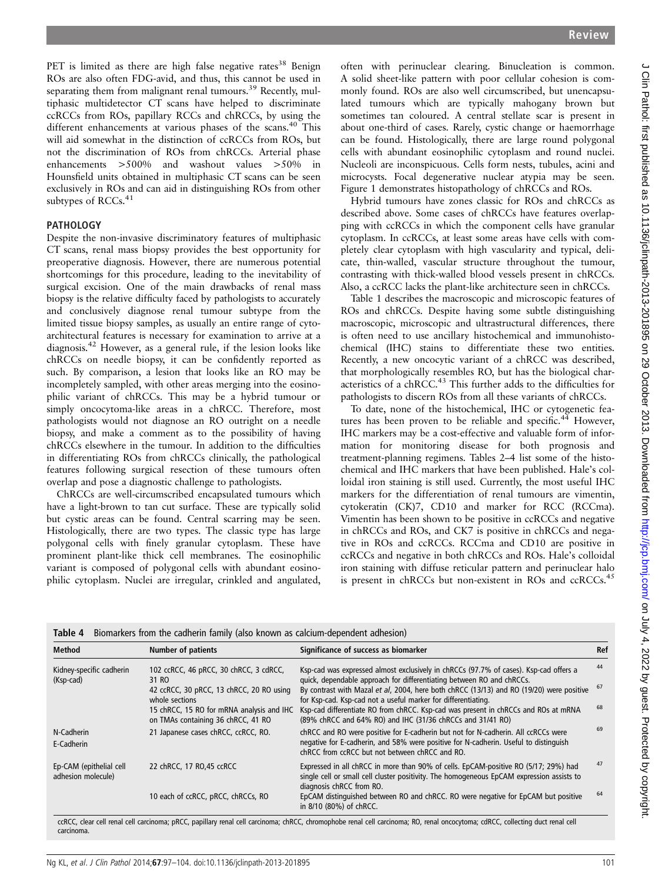PET is limited as there are high false negative rates[38] Benign ROs are also often FDG-avid, and thus, this cannot be used in separating them from malignant renal tumours.[39] Recently, multiphasic multidetector CT scans have helped to discriminate ccRCCs from ROs, papillary RCCs and chRCCs, by using the different enhancements at various phases of the scans.[40] This will aid somewhat in the distinction of ccRCCs from ROs, but not the discrimination of ROs from chRCCs. Arterial phase enhancements >500% and washout values >50% in Hounsfield units obtained in multiphasic CT scans can be seen exclusively in ROs and can aid in distinguishing ROs from other subtypes of RCCs.[41]

## PATHOLOGY

Despite the non-invasive discriminatory features of multiphasic CT scans, renal mass biopsy provides the best opportunity for preoperative diagnosis. However, there are numerous potential shortcomings for this procedure, leading to the inevitability of surgical excision. One of the main drawbacks of renal mass biopsy is the relative difficulty faced by pathologists to accurately and conclusively diagnose renal tumour subtype from the limited tissue biopsy samples, as usually an entire range of cytoarchitectural features is necessary for examination to arrive at a diagnosis.[42] However, as a general rule, if the lesion looks like chRCCs on needle biopsy, it can be confidently reported as such. By comparison, a lesion that looks like an RO may be incompletely sampled, with other areas merging into the eosinophilic variant of chRCCs. This may be a hybrid tumour or simply oncocytoma-like areas in a chRCC. Therefore, most pathologists would not diagnose an RO outright on a needle biopsy, and make a comment as to the possibility of having chRCCs elsewhere in the tumour. In addition to the difficulties in differentiating ROs from chRCCs clinically, the pathological features following surgical resection of these tumours often overlap and pose a diagnostic challenge to pathologists.

ChRCCs are well-circumscribed encapsulated tumours which have a light-brown to tan cut surface. These are typically solid but cystic areas can be found. Central scarring may be seen. Histologically, there are two types. The classic type has large polygonal cells with finely granular cytoplasm. These have prominent plant-like thick cell membranes. The eosinophilic variant is composed of polygonal cells with abundant eosinophilic cytoplasm. Nuclei are irregular, crinkled and angulated, often with perinuclear clearing. Binucleation is common. A solid sheet-like pattern with poor cellular cohesion is commonly found. ROs are also well circumscribed, but unencapsulated tumours which are typically mahogany brown but sometimes tan coloured. A central stellate scar is present in about one-third of cases. Rarely, cystic change or haemorrhage can be found. Histologically, there are large round polygonal cells with abundant eosinophilic cytoplasm and round nuclei. Nucleoli are inconspicuous. Cells form nests, tubules, acini and microcysts. Focal degenerative nuclear atypia may be seen. Figure 1 demonstrates histopathology of chRCCs and ROs.

Hybrid tumours have zones classic for ROs and chRCCs as described above. Some cases of chRCCs have features overlapping with ccRCCs in which the component cells have granular cytoplasm. In ccRCCs, at least some areas have cells with completely clear cytoplasm with high vascularity and typical, delicate, thin-walled, vascular structure throughout the tumour, contrasting with thick-walled blood vessels present in chRCCs. Also, a ccRCC lacks the plant-like architecture seen in chRCCs.

Table 1 describes the macroscopic and microscopic features of ROs and chRCCs. Despite having some subtle distinguishing macroscopic, microscopic and ultrastructural differences, there is often need to use ancillary histochemical and immunohistochemical (IHC) stains to differentiate these two entities. Recently, a new oncocytic variant of a chRCC was described, that morphologically resembles RO, but has the biological characteristics of a chRCC.[43] This further adds to the difficulties for pathologists to discern ROs from all these variants of chRCCs.

To date, none of the histochemical, IHC or cytogenetic features has been proven to be reliable and specific.[44] However, IHC markers may be a cost-effective and valuable form of information for monitoring disease for both prognosis and treatment-planning regimens. Tables 2–4 list some of the histochemical and IHC markers that have been published. Hale's colloidal iron staining is still used. Currently, the most useful IHC markers for the differentiation of renal tumours are vimentin, cytokeratin (CK)7, CD10 and marker for RCC (RCCma). Vimentin has been shown to be positive in ccRCCs and negative in chRCCs and ROs, and CK7 is positive in chRCCs and negative in ROs and ccRCCs. RCCma and CD10 are positive in ccRCCs and negative in both chRCCs and ROs. Hale's colloidal iron staining with diffuse reticular pattern and perinuclear halo is present in chRCCs but non-existent in ROs and ccRCCs.[45]

**Table 4** Biomarkers from the cadherin family (also known as calcium-dependent adhesion)

| Method | Number of patients | Significance of success as biomarker | Ref |
|---|---|---|---|
| Kidney-specific cadherin (Ksp-cad) | 102 ccRCC, 46 pRCC, 30 chRCC, 3 cdRCC, 31 RO | Ksp-cad was expressed almost exclusively in chRCCs (97.7% of cases). Ksp-cad offers a quick, dependable approach for differentiating between RO and chRCCs. | 44 |
| | 42 ccRCC, 30 pRCC, 13 chRCC, 20 RO using whole sections | By contrast with Mazal *et al*, 2004, here both chRCC (13/13) and RO (19/20) were positive for Ksp-cad. Ksp-cad not a useful marker for differentiating. | 67 |
| | 15 chRCC, 15 RO for mRNA analysis and IHC on TMAs containing 36 chRCC, 41 RO | Ksp-cad differentiate RO from chRCC. Ksp-cad was present in chRCCs and ROs at mRNA (89% chRCC and 64% RO) and IHC (31/36 chRCCs and 31/41 RO) | 68 |
| N-Cadherin<br>E-Cadherin | 21 Japanese cases chRCC, ccRCC, RO. | chRCC and RO were positive for E-cadherin but not for N-cadherin. All ccRCCs were negative for E-cadherin, and 58% were positive for N-cadherin. Useful to distinguish chRCC from ccRCC but not between chRCC and RO. | 69 |
| Ep-CAM (epithelial cell adhesion molecule) | 22 chRCC, 17 RO,45 ccRCC | Expressed in all chRCC in more than 90% of cells. EpCAM-positive RO (5/17; 29%) had single cell or small cell cluster positivity. The homogeneous EpCAM expression assists to diagnosis chRCC from RO. | 47 |
| | 10 each of ccRCC, pRCC, chRCCs, RO | EpCAM distinguished between RO and chRCC. RO were negative for EpCAM but positive in 8/10 (80%) of chRCC. | 64 |

ccRCC, clear cell renal cell carcinoma; pRCC, papillary renal cell carcinoma; chRCC, chromophobe renal cell carcinoma; RO, renal oncocytoma; cdRCC, collecting duct renal cell carcinoma.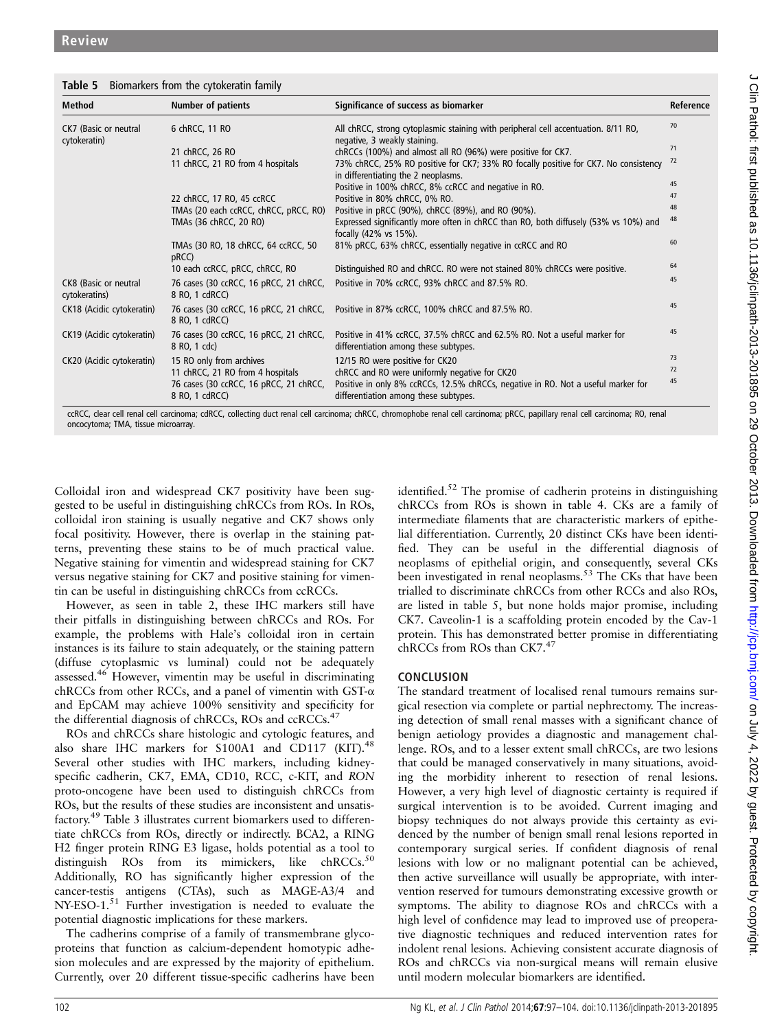**Table 5** Biomarkers from the cytokeratin family

| Method | Number of patients | Significance of success as biomarker | Reference |
|---|---|---|---|
| CK7 (Basic or neutral cytokeratin) | 6 chRCC, 11 RO | All chRCC, strong cytoplasmic staining with peripheral cell accentuation. 8/11 RO, negative, 3 weakly staining. | 70 |
| | 21 chRCC, 26 RO | chRCCs (100%) and almost all RO (96%) were positive for CK7. | 71 |
| | 11 chRCC, 21 RO from 4 hospitals | 73% chRCC, 25% RO positive for CK7; 33% RO focally positive for CK7. No consistency in differentiating the 2 neoplasms. | 72 |
| | | Positive in 100% chRCC, 8% ccRCC and negative in RO. | 45 |
| | 22 chRCC, 17 RO, 45 ccRCC | Positive in 80% chRCC, 0% RO. | 47 |
| | TMAs (20 each ccRCC, chRCC, pRCC, RO) | Positive in pRCC (90%), chRCC (89%), and RO (90%). | 48 |
| | TMAs (36 chRCC, 20 RO) | Expressed significantly more often in chRCC than RO, both diffusely (53% vs 10%) and focally (42% vs 15%). | 48 |
| | TMAs (30 RO, 18 chRCC, 64 ccRCC, 50 pRCC) | 81% pRCC, 63% chRCC, essentially negative in ccRCC and RO | 60 |
| | 10 each ccRCC, pRCC, chRCC, RO | Distinguished RO and chRCC. RO were not stained 80% chRCCs were positive. | 64 |
| CK8 (Basic or neutral cytokeratins) | 76 cases (30 ccRCC, 16 pRCC, 21 chRCC, 8 RO, 1 cdRCC) | Positive in 70% ccRCC, 93% chRCC and 87.5% RO. | 45 |
| CK18 (Acidic cytokeratin) | 76 cases (30 ccRCC, 16 pRCC, 21 chRCC, 8 RO, 1 cdRCC) | Positive in 87% ccRCC, 100% chRCC and 87.5% RO. | 45 |
| CK19 (Acidic cytokeratin) | 76 cases (30 ccRCC, 16 pRCC, 21 chRCC, 8 RO, 1 cdc) | Positive in 41% ccRCC, 37.5% chRCC and 62.5% RO. Not a useful marker for differentiation among these subtypes. | 45 |
| CK20 (Acidic cytokeratin) | 15 RO only from archives | 12/15 RO were positive for CK20 | 73 |
| | 11 chRCC, 21 RO from 4 hospitals | chRCC and RO were uniformly negative for CK20 | 72 |
| | 76 cases (30 ccRCC, 16 pRCC, 21 chRCC, 8 RO, 1 cdRCC) | Positive in only 8% ccRCCs, 12.5% chRCCs, negative in RO. Not a useful marker for differentiation among these subtypes. | 45 |

ccRCC, clear cell renal cell carcinoma; cdRCC, collecting duct renal cell carcinoma; chRCC, chromophobe renal cell carcinoma; pRCC, papillary renal cell carcinoma; RO, renal oncocytoma; TMA, tissue microarray.

Colloidal iron and widespread CK7 positivity have been suggested to be useful in distinguishing chRCCs from ROs. In ROs, colloidal iron staining is usually negative and CK7 shows only focal positivity. However, there is overlap in the staining patterns, preventing these stains to be of much practical value. Negative staining for vimentin and widespread staining for CK7 versus negative staining for CK7 and positive staining for vimentin can be useful in distinguishing chRCCs from ccRCCs.

However, as seen in table 2, these IHC markers still have their pitfalls in distinguishing between chRCCs and ROs. For example, the problems with Hale's colloidal iron in certain instances is its failure to stain adequately, or the staining pattern (diffuse cytoplasmic vs luminal) could not be adequately assessed.[46] However, vimentin may be useful in discriminating chRCCs from other RCCs, and a panel of vimentin with GST-$\alpha$ and EpCAM may achieve 100% sensitivity and specificity for the differential diagnosis of chRCCs, ROs and ccRCCs.[47]

ROs and chRCCs share histologic and cytologic features, and also share IHC markers for S100A1 and CD117 (KIT).[48] Several other studies with IHC markers, including kidney-specific cadherin, CK7, EMA, CD10, RCC, c-KIT, and *RON* proto-oncogene have been used to distinguish chRCCs from ROs, but the results of these studies are inconsistent and unsatisfactory.[49] Table 3 illustrates current biomarkers used to differentiate chRCCs from ROs, directly or indirectly. BCA2, a RING H2 finger protein RING E3 ligase, holds potential as a tool to distinguish ROs from its mimickers, like chRCCs.[50] Additionally, RO has significantly higher expression of the cancer-testis antigens (CTAs), such as MAGE-A3/4 and NY-ESO-1.[51] Further investigation is needed to evaluate the potential diagnostic implications for these markers.

The cadherins comprise of a family of transmembrane glycoproteins that function as calcium-dependent homotypic adhesion molecules and are expressed by the majority of epithelium. Currently, over 20 different tissue-specific cadherins have been identified.[52] The promise of cadherin proteins in distinguishing chRCCs from ROs is shown in table 4. CKs are a family of intermediate filaments that are characteristic markers of epithelial differentiation. Currently, 20 distinct CKs have been identified. They can be useful in the differential diagnosis of neoplasms of epithelial origin, and consequently, several CKs been investigated in renal neoplasms.[53] The CKs that have been trialled to discriminate chRCCs from other RCCs and also ROs, are listed in table 5, but none holds major promise, including CK7. Caveolin-1 is a scaffolding protein encoded by the Cav-1 protein. This has demonstrated better promise in differentiating chRCCs from ROs than CK7.[47]

## CONCLUSION

The standard treatment of localised renal tumours remains surgical resection via complete or partial nephrectomy. The increasing detection of small renal masses with a significant chance of benign aetiology provides a diagnostic and management challenge. ROs, and to a lesser extent small chRCCs, are two lesions that could be managed conservatively in many situations, avoiding the morbidity inherent to resection of renal lesions. However, a very high level of diagnostic certainty is required if surgical intervention is to be avoided. Current imaging and biopsy techniques do not always provide this certainty as evidenced by the number of benign small renal lesions reported in contemporary surgical series. If confident diagnosis of renal lesions with low or no malignant potential can be achieved, then active surveillance will usually be appropriate, with intervention reserved for tumours demonstrating excessive growth or symptoms. The ability to diagnose ROs and chRCCs with a high level of confidence may lead to improved use of preoperative diagnostic techniques and reduced intervention rates for indolent renal lesions. Achieving consistent accurate diagnosis of ROs and chRCCs via non-surgical means will remain elusive until modern molecular biomarkers are identified.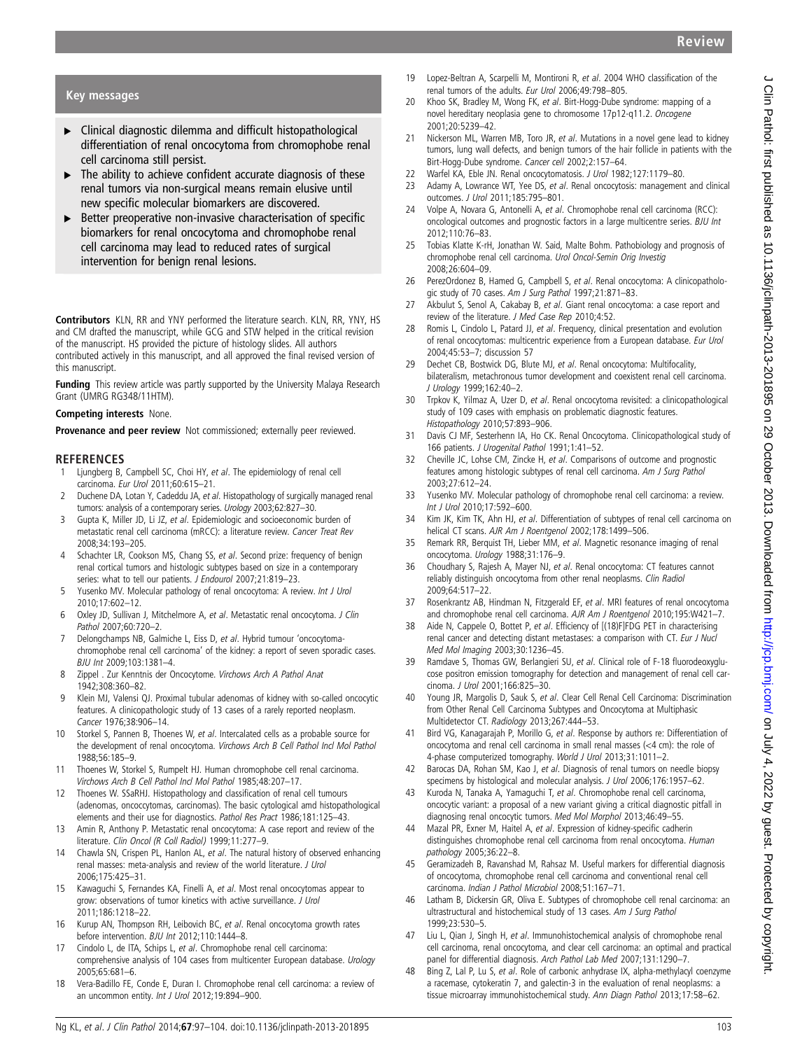## Key messages

- Clinical diagnostic dilemma and difficult histopathological differentiation of renal oncocytoma from chromophobe renal cell carcinoma still persist.
- The ability to achieve confident accurate diagnosis of these renal tumors via non-surgical means remain elusive until new specific molecular biomarkers are discovered.
- Better preoperative non-invasive characterisation of specific biomarkers for renal oncocytoma and chromophobe renal cell carcinoma may lead to reduced rates of surgical intervention for benign renal lesions.

**Contributors** KLN, RR and YNY performed the literature search. KLN, RR, YNY, HS and CM drafted the manuscript, while GCG and STW helped in the critical revision of the manuscript. HS provided the picture of histology slides. All authors contributed actively in this manuscript, and all approved the final revised version of this manuscript.

**Funding** This review article was partly supported by the University Malaya Research Grant (UMRG RG348/11HTM).

**Competing interests** None.

**Provenance and peer review** Not commissioned; externally peer reviewed.

## REFERENCES

1. Ljungberg B, Campbell SC, Choi HY, *et al*. The epidemiology of renal cell carcinoma. *Eur Urol* 2011;60:615–21.
2. Duchene DA, Lotan Y, Cadeddu JA, *et al*. Histopathology of surgically managed renal tumors: analysis of a contemporary series. *Urology* 2003;62:827–30.
3. Gupta K, Miller JD, Li JZ, *et al*. Epidemiologic and socioeconomic burden of metastatic renal cell carcinoma (mRCC): a literature review. *Cancer Treat Rev* 2008;34:193–205.
4. Schachter LR, Cookson MS, Chang SS, *et al*. Second prize: frequency of benign renal cortical tumors and histologic subtypes based on size in a contemporary series: what to tell our patients. *J Endourol* 2007;21:819–23.
5. Yusenko MV. Molecular pathology of renal oncocytoma: A review. *Int J Urol* 2010;17:602–12.
6. Oxley JD, Sullivan J, Mitchelmore A, *et al*. Metastatic renal oncocytoma. *J Clin Pathol* 2007;60:720–2.
7. Delongchamps NB, Galmiche L, Eiss D, *et al*. Hybrid tumour 'oncocytoma-chromophobe renal cell carcinoma' of the kidney: a report of seven sporadic cases. *BJU Int* 2009;103:1381–4.
8. Zippel . Zur Kenntnis der Oncocytome. *Virchows Arch A Pathol Anat* 1942;308:360–82.
9. Klein MJ, Valensi QJ. Proximal tubular adenomas of kidney with so-called oncocytic features. A clinicopathologic study of 13 cases of a rarely reported neoplasm. *Cancer* 1976;38:906–14.
10. Storkel S, Pannen B, Thoenes W, *et al*. Intercalated cells as a probable source for the development of renal oncocytoma. *Virchows Arch B Cell Pathol Incl Mol Pathol* 1988;56:185–9.
11. Thoenes W, Storkel S, Rumpelt HJ. Human chromophobe cell renal carcinoma. *Virchows Arch B Cell Pathol Incl Mol Pathol* 1985;48:207–17.
12. Thoenes W. SSaRHJ. Histopathology and classification of renal cell tumours (adenomas, oncoccytomas, carcinomas). The basic cytological amd histopathological elements and their use for diagnostics. *Pathol Res Pract* 1986;181:125–43.
13. Amin R, Anthony P. Metastatic renal oncocytoma: A case report and review of the literature. *Clin Oncol (R Coll Radiol)* 1999;11:277–9.
14. Chawla SN, Crispen PL, Hanlon AL, *et al*. The natural history of observed enhancing renal masses: meta-analysis and review of the world literature. *J Urol* 2006;175:425–31.
15. Kawaguchi S, Fernandes KA, Finelli A, *et al*. Most renal oncocytomas appear to grow: observations of tumor kinetics with active surveillance. *J Urol* 2011;186:1218–22.
16. Kurup AN, Thompson RH, Leibovich BC, *et al*. Renal oncocytoma growth rates before intervention. *BJU Int* 2012;110:1444–8.
17. Cindolo L, de lTA, Schips L, *et al*. Chromophobe renal cell carcinoma: comprehensive analysis of 104 cases from multicenter European database. *Urology* 2005;65:681–6.
18. Vera-Badillo FE, Conde E, Duran I. Chromophobe renal cell carcinoma: a review of an uncommon entity. *Int J Urol* 2012;19:894–900.
19. Lopez-Beltran A, Scarpelli M, Montironi R, *et al*. 2004 WHO classification of the renal tumors of the adults. *Eur Urol* 2006;49:798–805.
20. Khoo SK, Bradley M, Wong FK, *et al*. Birt-Hogg-Dube syndrome: mapping of a novel hereditary neoplasia gene to chromosome 17p12-q11.2. *Oncogene* 2001;20:5239–42.
21. Nickerson ML, Warren MB, Toro JR, *et al*. Mutations in a novel gene lead to kidney tumors, lung wall defects, and benign tumors of the hair follicle in patients with the Birt-Hogg-Dube syndrome. *Cancer cell* 2002;2:157–64.
22. Warfel KA, Eble JN. Renal oncocytomatosis. *J Urol* 1982;127:1179–80.
23. Adamy A, Lowrance WT, Yee DS, *et al*. Renal oncocytosis: management and clinical outcomes. *J Urol* 2011;185:795–801.
24. Volpe A, Novara G, Antonelli A, *et al*. Chromophobe renal cell carcinoma (RCC): oncological outcomes and prognostic factors in a large multicentre series. *BJU Int* 2012;110:76–83.
25. Tobias Klatte K-rH, Jonathan W. Said, Malte Bohm. Pathobiology and prognosis of chromophobe renal cell carcinoma. *Urol Oncol-Semin Orig Investig* 2008;26:604–09.
26. PerezOrdonez B, Hamed G, Campbell S, *et al*. Renal oncocytoma: A clinicopathologic study of 70 cases. *Am J Surg Pathol* 1997;21:871–83.
27. Akbulut S, Senol A, Cakabay B, *et al*. Giant renal oncocytoma: a case report and review of the literature. *J Med Case Rep* 2010;4:52.
28. Romis L, Cindolo L, Patard JJ, *et al*. Frequency, clinical presentation and evolution of renal oncocytomas: multicentric experience from a European database. *Eur Urol* 2004;45:53–7; discussion 57
29. Dechet CB, Bostwick DG, Blute MJ, *et al*. Renal oncocytoma: Multifocality, bilateralism, metachronous tumor development and coexistent renal cell carcinoma. *J Urology* 1999;162:40–2.
30. Trpkov K, Yilmaz A, Uzer D, *et al*. Renal oncocytoma revisited: a clinicopathological study of 109 cases with emphasis on problematic diagnostic features. *Histopathology* 2010;57:893–906.
31. Davis CJ MF, Sesterhenn IA, Ho CK. Renal Oncocytoma. Clinicopathological study of 166 patients. *J Urogenital Pathol* 1991;1:41–52.
32. Cheville JC, Lohse CM, Zincke H, *et al*. Comparisons of outcome and prognostic features among histologic subtypes of renal cell carcinoma. *Am J Surg Pathol* 2003;27:612–24.
33. Yusenko MV. Molecular pathology of chromophobe renal cell carcinoma: a review. *Int J Urol* 2010;17:592–600.
34. Kim JK, Kim TK, Ahn HJ, *et al*. Differentiation of subtypes of renal cell carcinoma on helical CT scans. *AJR Am J Roentgenol* 2002;178:1499–506.
35. Remark RR, Berquist TH, Lieber MM, *et al*. Magnetic resonance imaging of renal oncocytoma. *Urology* 1988;31:176–9.
36. Choudhary S, Rajesh A, Mayer NJ, *et al*. Renal oncocytoma: CT features cannot reliably distinguish oncocytoma from other renal neoplasms. *Clin Radiol* 2009;64:517–22.
37. Rosenkrantz AB, Hindman N, Fitzgerald EF, *et al*. MRI features of renal oncocytoma and chromophobe renal cell carcinoma. *AJR Am J Roentgenol* 2010;195:W421–7.
38. Aide N, Cappele O, Bottet P, *et al*. Efficiency of [(18)F]FDG PET in characterising renal cancer and detecting distant metastases: a comparison with CT. *Eur J Nucl Med Mol Imaging* 2003;30:1236–45.
39. Ramdave S, Thomas GW, Berlangieri SU, *et al*. Clinical role of F-18 fluorodeoxyglucose positron emission tomography for detection and management of renal cell carcinoma. *J Urol* 2001;166:825–30.
40. Young JR, Margolis D, Sauk S, *et al*. Clear Cell Renal Cell Carcinoma: Discrimination from Other Renal Cell Carcinoma Subtypes and Oncocytoma at Multiphasic Multidetector CT. *Radiology* 2013;267:444–53.
41. Bird VG, Kanagarajah P, Morillo G, *et al*. Response by authors re: Differentiation of oncocytoma and renal cell carcinoma in small renal masses (<4 cm): the role of 4-phase computerized tomography. *World J Urol* 2013;31:1011–2.
42. Barocas DA, Rohan SM, Kao J, *et al*. Diagnosis of renal tumors on needle biopsy specimens by histological and molecular analysis. *J Urol* 2006;176:1957–62.
43. Kuroda N, Tanaka A, Yamaguchi T, *et al*. Chromophobe renal cell carcinoma, oncocytic variant: a proposal of a new variant giving a critical diagnostic pitfall in diagnosing renal oncocytic tumors. *Med Mol Morphol* 2013;46:49–55.
44. Mazal PR, Exner M, Haitel A, *et al*. Expression of kidney-specific cadherin distinguishes chromophobe renal cell carcinoma from renal oncocytoma. *Human pathology* 2005;36:22–8.
45. Geramizadeh B, Ravanshad M, Rahsaz M. Useful markers for differential diagnosis of oncocytoma, chromophobe renal cell carcinoma and conventional renal cell carcinoma. *Indian J Pathol Microbiol* 2008;51:167–71.
46. Latham B, Dickersin GR, Oliva E. Subtypes of chromophobe cell renal carcinoma: an ultrastructural and histochemical study of 13 cases. *Am J Surg Pathol* 1999;23:530–5.
47. Liu L, Qian J, Singh H, *et al*. Immunohistochemical analysis of chromophobe renal cell carcinoma, renal oncocytoma, and clear cell carcinoma: an optimal and practical panel for differential diagnosis. *Arch Pathol Lab Med* 2007;131:1290–7.
48. Bing Z, Lal P, Lu S, *et al*. Role of carbonic anhydrase IX, alpha-methylacyl coenzyme a racemase, cytokeratin 7, and galectin-3 in the evaluation of renal neoplasms: a tissue microarray immunohistochemical study. *Ann Diagn Pathol* 2013;17:58–62.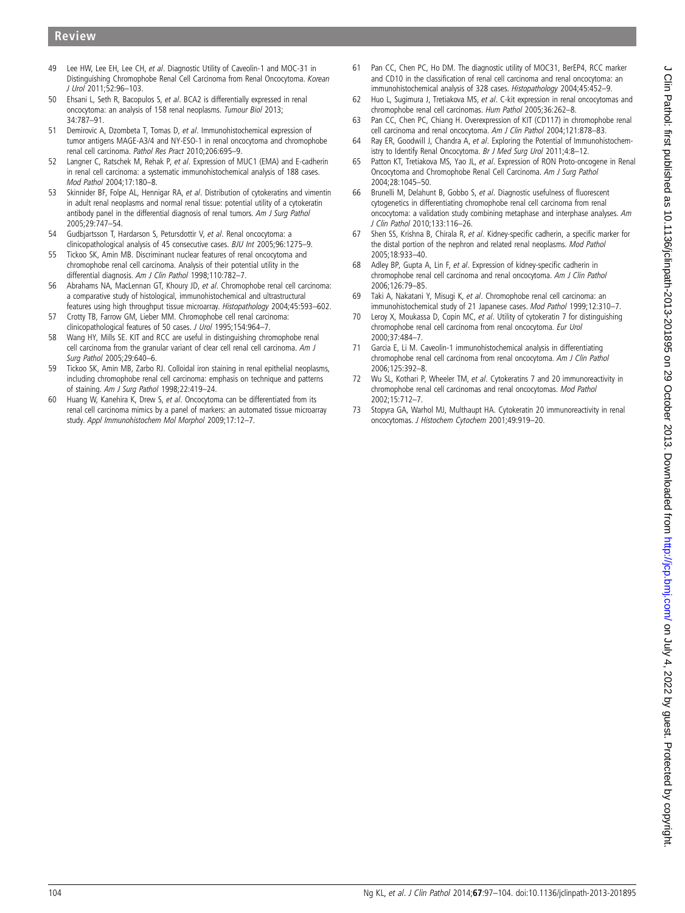49 Lee HW, Lee EH, Lee CH, *et al*. Diagnostic Utility of Caveolin-1 and MOC-31 in Distinguishing Chromophobe Renal Cell Carcinoma from Renal Oncocytoma. *Korean J Urol* 2011;52:96–103.

50 Ehsani L, Seth R, Bacopulos S, *et al*. BCA2 is differentially expressed in renal oncocytoma: an analysis of 158 renal neoplasms. *Tumour Biol* 2013; 34:787–91.

51 Demirovic A, Dzombeta T, Tomas D, *et al*. Immunohistochemical expression of tumor antigens MAGE-A3/4 and NY-ESO-1 in renal oncocytoma and chromophobe renal cell carcinoma. *Pathol Res Pract* 2010;206:695–9.

52 Langner C, Ratschek M, Rehak P, *et al*. Expression of MUC1 (EMA) and E-cadherin in renal cell carcinoma: a systematic immunohistochemical analysis of 188 cases. *Mod Pathol* 2004;17:180–8.

53 Skinnider BF, Folpe AL, Hennigar RA, *et al*. Distribution of cytokeratins and vimentin in adult renal neoplasms and normal renal tissue: potential utility of a cytokeratin antibody panel in the differential diagnosis of renal tumors. *Am J Surg Pathol* 2005;29:747–54.

54 Gudbjartsson T, Hardarson S, Petursdottir V, *et al*. Renal oncocytoma: a clinicopathological analysis of 45 consecutive cases. *BJU Int* 2005;96:1275–9.

55 Tickoo SK, Amin MB. Discriminant nuclear features of renal oncocytoma and chromophobe renal cell carcinoma. Analysis of their potential utility in the differential diagnosis. *Am J Clin Pathol* 1998;110:782–7.

56 Abrahams NA, MacLennan GT, Khoury JD, *et al*. Chromophobe renal cell carcinoma: a comparative study of histological, immunohistochemical and ultrastructural features using high throughput tissue microarray. *Histopathology* 2004;45:593–602.

57 Crotty TB, Farrow GM, Lieber MM. Chromophobe cell renal carcinoma: clinicopathological features of 50 cases. *J Urol* 1995;154:964–7.

58 Wang HY, Mills SE. KIT and RCC are useful in distinguishing chromophobe renal cell carcinoma from the granular variant of clear cell renal cell carcinoma. *Am J Surg Pathol* 2005;29:640–6.

59 Tickoo SK, Amin MB, Zarbo RJ. Colloidal iron staining in renal epithelial neoplasms, including chromophobe renal cell carcinoma: emphasis on technique and patterns of staining. *Am J Surg Pathol* 1998;22:419–24.

60 Huang W, Kanehira K, Drew S, *et al*. Oncocytoma can be differentiated from its renal cell carcinoma mimics by a panel of markers: an automated tissue microarray study. *Appl Immunohistochem Mol Morphol* 2009;17:12–7.

61 Pan CC, Chen PC, Ho DM. The diagnostic utility of MOC31, BerEP4, RCC marker and CD10 in the classification of renal cell carcinoma and renal oncocytoma: an immunohistochemical analysis of 328 cases. *Histopathology* 2004;45:452–9.

62 Huo L, Sugimura J, Tretiakova MS, *et al*. C-kit expression in renal oncocytomas and chromophobe renal cell carcinomas. *Hum Pathol* 2005;36:262–8.

63 Pan CC, Chen PC, Chiang H. Overexpression of KIT (CD117) in chromophobe renal cell carcinoma and renal oncocytoma. *Am J Clin Pathol* 2004;121:878–83.

64 Ray ER, Goodwill J, Chandra A, *et al*. Exploring the Potential of Immunohistochemistry to Identify Renal Oncocytoma. *Br J Med Surg Urol* 2011;4:8–12.

65 Patton KT, Tretiakova MS, Yao JL, *et al*. Expression of RON Proto-oncogene in Renal Oncocytoma and Chromophobe Renal Cell Carcinoma. *Am J Surg Pathol* 2004;28:1045–50.

66 Brunelli M, Delahunt B, Gobbo S, *et al*. Diagnostic usefulness of fluorescent cytogenetics in differentiating chromophobe renal cell carcinoma from renal oncocytoma: a validation study combining metaphase and interphase analyses. *Am J Clin Pathol* 2010;133:116–26.

67 Shen SS, Krishna B, Chirala R, *et al*. Kidney-specific cadherin, a specific marker for the distal portion of the nephron and related renal neoplasms. *Mod Pathol* 2005;18:933–40.

68 Adley BP, Gupta A, Lin F, *et al*. Expression of kidney-specific cadherin in chromophobe renal cell carcinoma and renal oncocytoma. *Am J Clin Pathol* 2006;126:79–85.

69 Taki A, Nakatani Y, Misugi K, *et al*. Chromophobe renal cell carcinoma: an immunohistochemical study of 21 Japanese cases. *Mod Pathol* 1999;12:310–7.

70 Leroy X, Moukassa D, Copin MC, *et al*. Utility of cytokeratin 7 for distinguishing chromophobe renal cell carcinoma from renal oncocytoma. *Eur Urol* 2000;37:484–7.

71 Garcia E, Li M. Caveolin-1 immunohistochemical analysis in differentiating chromophobe renal cell carcinoma from renal oncocytoma. *Am J Clin Pathol* 2006;125:392–8.

72 Wu SL, Kothari P, Wheeler TM, *et al*. Cytokeratins 7 and 20 immunoreactivity in chromophobe renal cell carcinomas and renal oncocytomas. *Mod Pathol* 2002;15:712–7.

73 Stopyra GA, Warhol MJ, Multhaupt HA. Cytokeratin 20 immunoreactivity in renal oncocytomas. *J Histochem Cytochem* 2001;49:919–20.